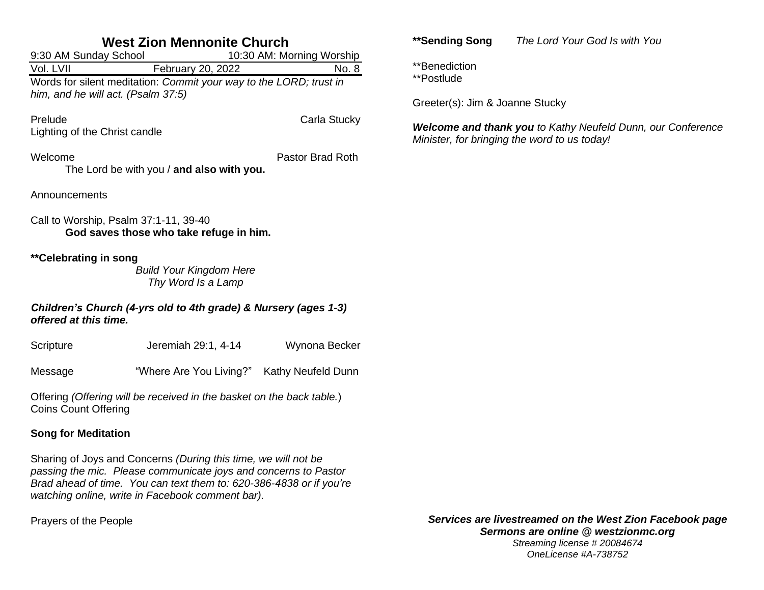# West Zion Mennonite Church

9:30 AM Sunday School — 10:30 AM: Morning Worship

Vol. LVII — February 20, 2022 — No. 8

Words for silent meditation: *Commit your way to the LORD; trust in him, and he will act. (Psalm 37:5)*

Prelude — Carla Stucky

Lighting of the Christ candle

Welcome — Pastor Brad Roth

The Lord be with you / **and also with you.**

Announcements

Call to Worship, Psalm 37:1-11, 39-40

**God saves those who take refuge in him.**

**\*\*Celebrating in song**

*Build Your Kingdom Here*

*Thy Word Is a Lamp*

***Children's Church (4-yrs old to 4th grade) & Nursery (ages 1-3) offered at this time.***

Scripture — Jeremiah 29:1, 4-14 — Wynona Becker

Message — "Where Are You Living?" — Kathy Neufeld Dunn

Offering *(Offering will be received in the basket on the back table.)*

Coins Count Offering

**Song for Meditation**

Sharing of Joys and Concerns *(During this time, we will not be passing the mic. Please communicate joys and concerns to Pastor Brad ahead of time. You can text them to: 620-386-4838 or if you're watching online, write in Facebook comment bar).*

Prayers of the People

**\*\*Sending Song** *The Lord Your God Is with You*

\*\*Benediction

\*\*Postlude

Greeter(s): Jim & Joanne Stucky

***Welcome and thank you*** *to Kathy Neufeld Dunn, our Conference Minister, for bringing the word to us today!*

***Services are livestreamed on the West Zion Facebook page***

***Sermons are online @ westzionmc.org***

*Streaming license # 20084674*

*OneLicense #A-738752*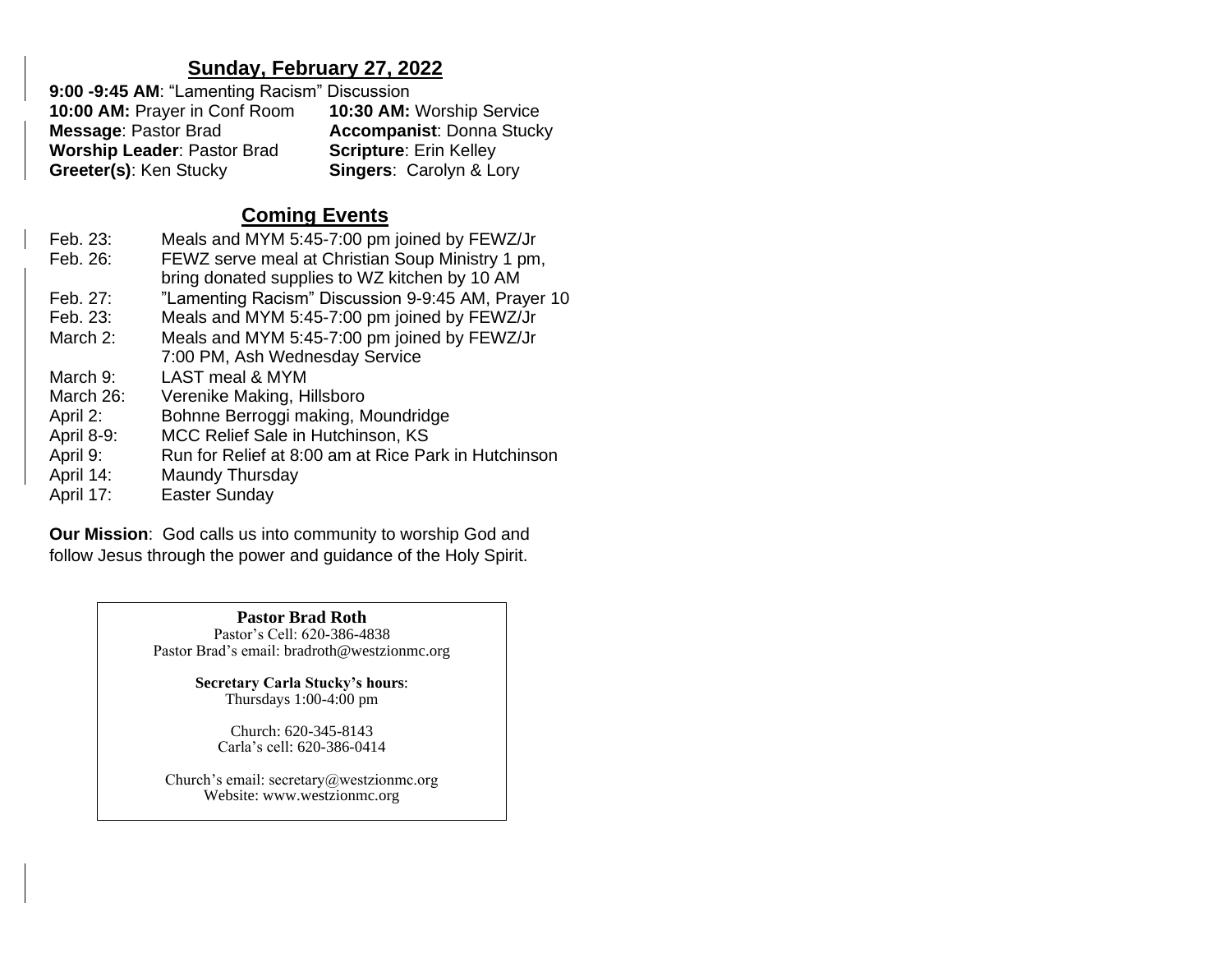## Sunday, February 27, 2022

**9:00 -9:45 AM**: "Lamenting Racism" Discussion

**10:00 AM:** Prayer in Conf Room
**10:30 AM:** Worship Service
**Message**: Pastor Brad
**Accompanist**: Donna Stucky
**Worship Leader**: Pastor Brad
**Scripture**: Erin Kelley
**Greeter(s)**: Ken Stucky
**Singers**: Carolyn & Lory

## Coming Events

| | |
|---|---|
| Feb. 23: | Meals and MYM 5:45-7:00 pm joined by FEWZ/Jr |
| Feb. 26: | FEWZ serve meal at Christian Soup Ministry 1 pm, bring donated supplies to WZ kitchen by 10 AM |
| Feb. 27: | "Lamenting Racism" Discussion 9-9:45 AM, Prayer 10 |
| Feb. 23: | Meals and MYM 5:45-7:00 pm joined by FEWZ/Jr |
| March 2: | Meals and MYM 5:45-7:00 pm joined by FEWZ/Jr<br>7:00 PM, Ash Wednesday Service |
| March 9: | LAST meal & MYM |
| March 26: | Verenike Making, Hillsboro |
| April 2: | Bohnne Berroggi making, Moundridge |
| April 8-9: | MCC Relief Sale in Hutchinson, KS |
| April 9: | Run for Relief at 8:00 am at Rice Park in Hutchinson |
| April 14: | Maundy Thursday |
| April 17: | Easter Sunday |

**Our Mission**: God calls us into community to worship God and follow Jesus through the power and guidance of the Holy Spirit.

**Pastor Brad Roth**
Pastor's Cell: 620-386-4838
Pastor Brad's email: bradroth@westzionmc.org

**Secretary Carla Stucky's hours**:
Thursdays 1:00-4:00 pm

Church: 620-345-8143
Carla's cell: 620-386-0414

Church's email: secretary@westzionmc.org
Website: www.westzionmc.org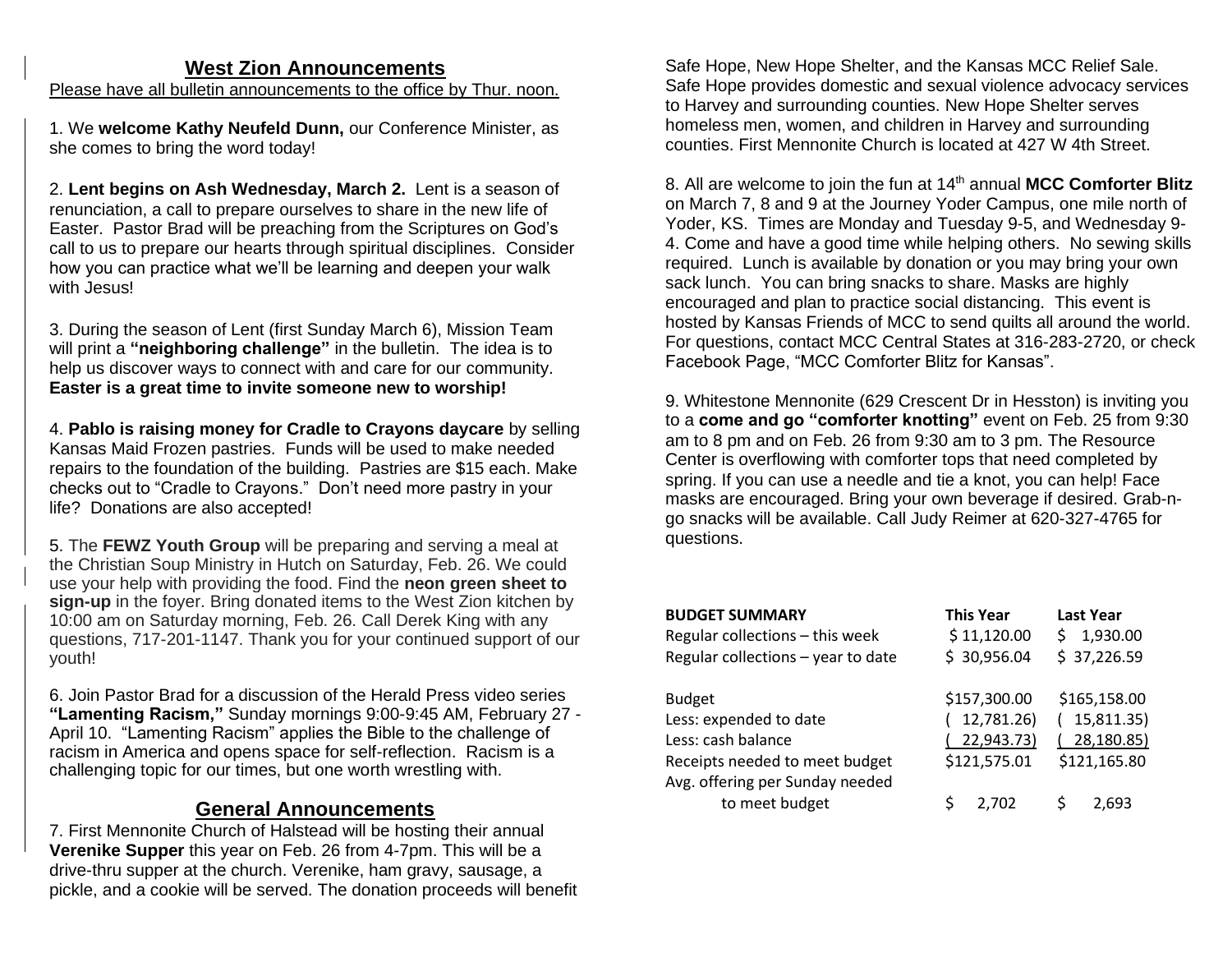## West Zion Announcements

Please have all bulletin announcements to the office by Thur. noon.

1. We **welcome Kathy Neufeld Dunn,** our Conference Minister, as she comes to bring the word today!

2. **Lent begins on Ash Wednesday, March 2.** Lent is a season of renunciation, a call to prepare ourselves to share in the new life of Easter. Pastor Brad will be preaching from the Scriptures on God's call to us to prepare our hearts through spiritual disciplines. Consider how you can practice what we'll be learning and deepen your walk with Jesus!

3. During the season of Lent (first Sunday March 6), Mission Team will print a **"neighboring challenge"** in the bulletin. The idea is to help us discover ways to connect with and care for our community. **Easter is a great time to invite someone new to worship!**

4. **Pablo is raising money for Cradle to Crayons daycare** by selling Kansas Maid Frozen pastries. Funds will be used to make needed repairs to the foundation of the building. Pastries are $15 each. Make checks out to "Cradle to Crayons." Don't need more pastry in your life? Donations are also accepted!

5. The **FEWZ Youth Group** will be preparing and serving a meal at the Christian Soup Ministry in Hutch on Saturday, Feb. 26. We could use your help with providing the food. Find the **neon green sheet to sign-up** in the foyer. Bring donated items to the West Zion kitchen by 10:00 am on Saturday morning, Feb. 26. Call Derek King with any questions, 717-201-1147. Thank you for your continued support of our youth!

6. Join Pastor Brad for a discussion of the Herald Press video series **"Lamenting Racism,"** Sunday mornings 9:00-9:45 AM, February 27 - April 10. "Lamenting Racism" applies the Bible to the challenge of racism in America and opens space for self-reflection. Racism is a challenging topic for our times, but one worth wrestling with.

## General Announcements

7. First Mennonite Church of Halstead will be hosting their annual **Verenike Supper** this year on Feb. 26 from 4-7pm. This will be a drive-thru supper at the church. Verenike, ham gravy, sausage, a pickle, and a cookie will be served. The donation proceeds will benefit Safe Hope, New Hope Shelter, and the Kansas MCC Relief Sale. Safe Hope provides domestic and sexual violence advocacy services to Harvey and surrounding counties. New Hope Shelter serves homeless men, women, and children in Harvey and surrounding counties. First Mennonite Church is located at 427 W 4th Street.

8. All are welcome to join the fun at 14th annual **MCC Comforter Blitz** on March 7, 8 and 9 at the Journey Yoder Campus, one mile north of Yoder, KS. Times are Monday and Tuesday 9-5, and Wednesday 9-4. Come and have a good time while helping others. No sewing skills required. Lunch is available by donation or you may bring your own sack lunch. You can bring snacks to share. Masks are highly encouraged and plan to practice social distancing. This event is hosted by Kansas Friends of MCC to send quilts all around the world. For questions, contact MCC Central States at 316-283-2720, or check Facebook Page, "MCC Comforter Blitz for Kansas".

9. Whitestone Mennonite (629 Crescent Dr in Hesston) is inviting you to a **come and go "comforter knotting"** event on Feb. 25 from 9:30 am to 8 pm and on Feb. 26 from 9:30 am to 3 pm. The Resource Center is overflowing with comforter tops that need completed by spring. If you can use a needle and tie a knot, you can help! Face masks are encouraged. Bring your own beverage if desired. Grab-n-go snacks will be available. Call Judy Reimer at 620-327-4765 for questions.

| **BUDGET SUMMARY** | **This Year** | **Last Year** |
|---|---|---|
| Regular collections – this week | $ 11,120.00 | $ 1,930.00 |
| Regular collections – year to date | $ 30,956.04 | $ 37,226.59 |
| | | |
| Budget | $157,300.00 | $165,158.00 |
| Less: expended to date | ( 12,781.26) | ( 15,811.35) |
| Less: cash balance | ( 22,943.73) | ( 28,180.85) |
| Receipts needed to meet budget | $121,575.01 | $121,165.80 |
| Avg. offering per Sunday needed to meet budget | $ 2,702 | $ 2,693 |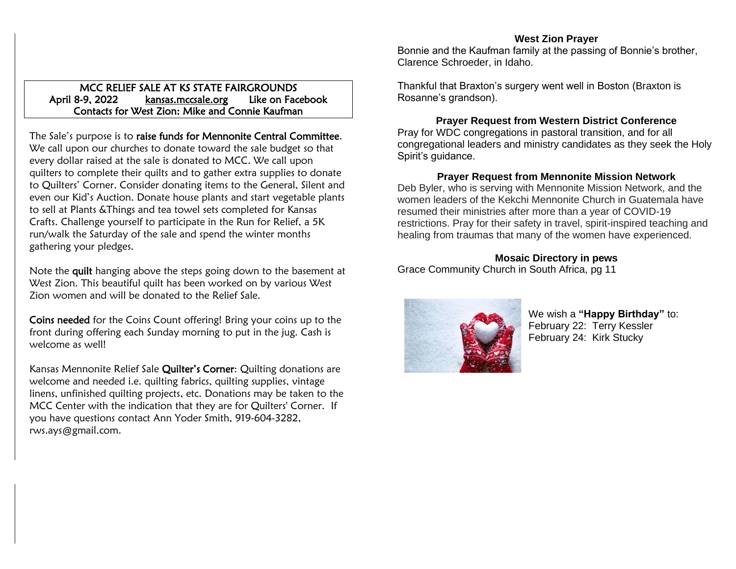**MCC RELIEF SALE AT KS STATE FAIRGROUNDS**
April 8-9, 2022 kansas.mccsale.org Like on Facebook
Contacts for West Zion: Mike and Connie Kaufman

The Sale's purpose is to raise funds for Mennonite Central Committee. We call upon our churches to donate toward the sale budget so that every dollar raised at the sale is donated to MCC. We call upon quilters to complete their quilts and to gather extra supplies to donate to Quilters' Corner. Consider donating items to the General, Silent and even our Kid's Auction. Donate house plants and start vegetable plants to sell at Plants &Things and tea towel sets completed for Kansas Crafts. Challenge yourself to participate in the Run for Relief, a 5K run/walk the Saturday of the sale and spend the winter months gathering your pledges.

Note the quilt hanging above the steps going down to the basement at West Zion. This beautiful quilt has been worked on by various West Zion women and will be donated to the Relief Sale.

Coins needed for the Coins Count offering! Bring your coins up to the front during offering each Sunday morning to put in the jug. Cash is welcome as well!

Kansas Mennonite Relief Sale Quilter's Corner: Quilting donations are welcome and needed i.e. quilting fabrics, quilting supplies, vintage linens, unfinished quilting projects, etc. Donations may be taken to the MCC Center with the indication that they are for Quilters' Corner. If you have questions contact Ann Yoder Smith, 919-604-3282, rws.ays@gmail.com.

**West Zion Prayer**

Bonnie and the Kaufman family at the passing of Bonnie's brother, Clarence Schroeder, in Idaho.

Thankful that Braxton's surgery went well in Boston (Braxton is Rosanne's grandson).

**Prayer Request from Western District Conference**

Pray for WDC congregations in pastoral transition, and for all congregational leaders and ministry candidates as they seek the Holy Spirit's guidance.

**Prayer Request from Mennonite Mission Network**

Deb Byler, who is serving with Mennonite Mission Network, and the women leaders of the Kekchi Mennonite Church in Guatemala have resumed their ministries after more than a year of COVID-19 restrictions. Pray for their safety in travel, spirit-inspired teaching and healing from traumas that many of the women have experienced.

**Mosaic Directory in pews**

Grace Community Church in South Africa, pg 11

We wish a **"Happy Birthday"** to:
February 22: Terry Kessler
February 24: Kirk Stucky